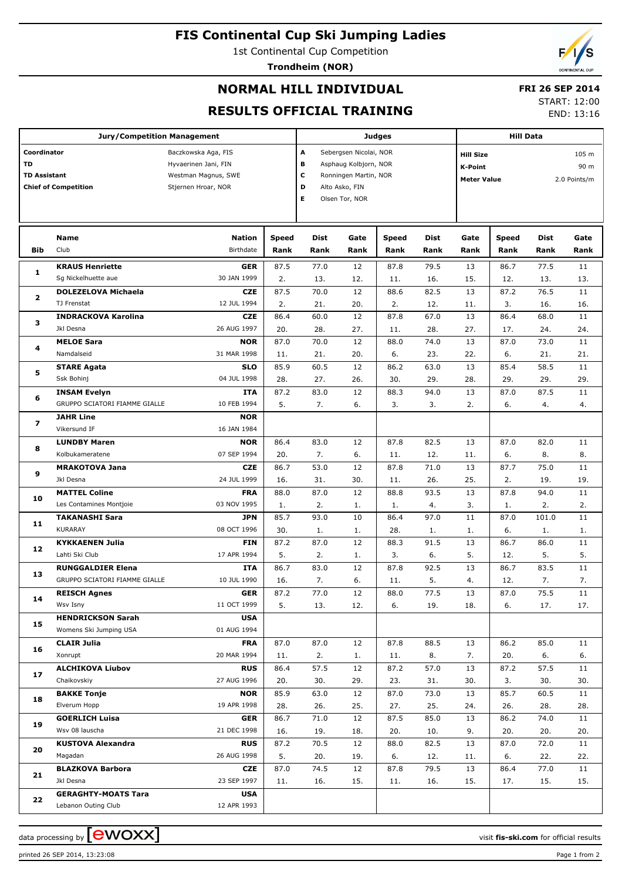# FIS Continental Cup Ski Jumping Ladies

1st Continental Cup Competition

**Trondheim (NOR)**

## NORMAL HILL INDIVIDUAL

## RESULTS OFFICIAL TRAINING

**FRI 26 SEP 2014**

START: 12:00

END: 13:16

| Jury/Competition Management | | Judges | | Hill Data | |
|---|---|---|---|---|---|
| **Coordinator** | Baczkowska Aga, FIS | **A** | Sebergsen Nicolai, NOR | **Hill Size** | 105 m |
| **TD** | Hyvaerinen Jani, FIN | **B** | Asphaug Kolbjorn, NOR | **K-Point** | 90 m |
| **TD Assistant** | Westman Magnus, SWE | **C** | Ronningen Martin, NOR | **Meter Value** | 2.0 Points/m |
| **Chief of Competition** | Stjernen Hroar, NOR | **D** | Alto Asko, FIN | | |
| | | **E** | Olsen Tor, NOR | | |

| Bib | Name / Club | Nation / Birthdate | Speed / Rank | Dist / Rank | Gate / Rank | Speed / Rank | Dist / Rank | Gate / Rank | Speed / Rank | Dist / Rank | Gate / Rank |
|---|---|---|---|---|---|---|---|---|---|---|---|
| 1 | **KRAUS Henriette** Sg Nickelhuette aue | **GER** 30 JAN 1999 | 87.5 2. | 77.0 13. | 12 12. | 87.8 11. | 79.5 16. | 13 15. | 86.7 12. | 77.5 13. | 11 13. |
| 2 | **DOLEZELOVA Michaela** TJ Frenstat | **CZE** 12 JUL 1994 | 87.5 2. | 70.0 21. | 12 20. | 88.6 2. | 82.5 12. | 13 11. | 87.2 3. | 76.5 16. | 11 16. |
| 3 | **INDRACKOVA Karolina** Jkl Desna | **CZE** 26 AUG 1997 | 86.4 20. | 60.0 28. | 12 27. | 87.8 11. | 67.0 28. | 13 27. | 86.4 17. | 68.0 24. | 11 24. |
| 4 | **MELOE Sara** Namdalseid | **NOR** 31 MAR 1998 | 87.0 11. | 70.0 21. | 12 20. | 88.0 6. | 74.0 23. | 13 22. | 87.0 6. | 73.0 21. | 11 21. |
| 5 | **STARE Agata** Ssk Bohinj | **SLO** 04 JUL 1998 | 85.9 28. | 60.5 27. | 12 26. | 86.2 30. | 63.0 29. | 13 28. | 85.4 29. | 58.5 29. | 11 29. |
| 6 | **INSAM Evelyn** GRUPPO SCIATORI FIAMME GIALLE | **ITA** 10 FEB 1994 | 87.2 5. | 83.0 7. | 12 6. | 88.3 3. | 94.0 3. | 13 2. | 87.0 6. | 87.5 4. | 11 4. |
| 7 | **JAHR Line** Vikersund IF | **NOR** 16 JAN 1984 | | | | | | | | | |
| 8 | **LUNDBY Maren** Kolbukameratene | **NOR** 07 SEP 1994 | 86.4 20. | 83.0 7. | 12 6. | 87.8 11. | 82.5 12. | 13 11. | 87.0 6. | 82.0 8. | 11 8. |
| 9 | **MRAKOTOVA Jana** Jkl Desna | **CZE** 24 JUL 1999 | 86.7 16. | 53.0 31. | 12 30. | 87.8 11. | 71.0 26. | 13 25. | 87.7 2. | 75.0 19. | 11 19. |
| 10 | **MATTEL Coline** Les Contamines Montjoie | **FRA** 03 NOV 1995 | 88.0 1. | 87.0 2. | 12 1. | 88.8 1. | 93.5 4. | 13 3. | 87.8 1. | 94.0 2. | 11 2. |
| 11 | **TAKANASHI Sara** KURARAY | **JPN** 08 OCT 1996 | 85.7 30. | 93.0 1. | 10 1. | 86.4 28. | 97.0 1. | 11 1. | 87.0 6. | 101.0 1. | 11 1. |
| 12 | **KYKKAENEN Julia** Lahti Ski Club | **FIN** 17 APR 1994 | 87.2 5. | 87.0 2. | 12 1. | 88.3 3. | 91.5 6. | 13 5. | 86.7 12. | 86.0 5. | 11 5. |
| 13 | **RUNGGALDIER Elena** GRUPPO SCIATORI FIAMME GIALLE | **ITA** 10 JUL 1990 | 86.7 16. | 83.0 7. | 12 6. | 87.8 11. | 92.5 5. | 13 4. | 86.7 12. | 83.5 7. | 11 7. |
| 14 | **REISCH Agnes** Wsv Isny | **GER** 11 OCT 1999 | 87.2 5. | 77.0 13. | 12 12. | 88.0 6. | 77.5 19. | 13 18. | 87.0 6. | 75.5 17. | 11 17. |
| 15 | **HENDRICKSON Sarah** Womens Ski Jumping USA | **USA** 01 AUG 1994 | | | | | | | | | |
| 16 | **CLAIR Julia** Xonrupt | **FRA** 20 MAR 1994 | 87.0 11. | 87.0 2. | 12 1. | 87.8 11. | 88.5 8. | 13 7. | 86.2 20. | 85.0 6. | 11 6. |
| 17 | **ALCHIKOVA Liubov** Chaikovskiy | **RUS** 27 AUG 1996 | 86.4 20. | 57.5 30. | 12 29. | 87.2 23. | 57.0 31. | 13 30. | 87.2 3. | 57.5 30. | 11 30. |
| 18 | **BAKKE Tonje** Elverum Hopp | **NOR** 19 APR 1998 | 85.9 28. | 63.0 26. | 12 25. | 87.0 27. | 73.0 25. | 13 24. | 85.7 26. | 60.5 28. | 11 28. |
| 19 | **GOERLICH Luisa** Wsv 08 lauscha | **GER** 21 DEC 1998 | 86.7 16. | 71.0 19. | 12 18. | 87.5 20. | 85.0 10. | 13 9. | 86.2 20. | 74.0 20. | 11 20. |
| 20 | **KUSTOVA Alexandra** Magadan | **RUS** 26 AUG 1998 | 87.2 5. | 70.5 20. | 12 19. | 88.0 6. | 82.5 12. | 13 11. | 87.0 6. | 72.0 22. | 11 22. |
| 21 | **BLAZKOVA Barbora** Jkl Desna | **CZE** 23 SEP 1997 | 87.0 11. | 74.5 16. | 12 15. | 87.8 11. | 79.5 16. | 13 15. | 86.4 17. | 77.0 15. | 11 15. |
| 22 | **GERAGHTY-MOATS Tara** Lebanon Outing Club | **USA** 12 APR 1993 | | | | | | | | | |

data processing by ewoxx — visit **fis-ski.com** for official results

printed 26 SEP 2014, 13:23:08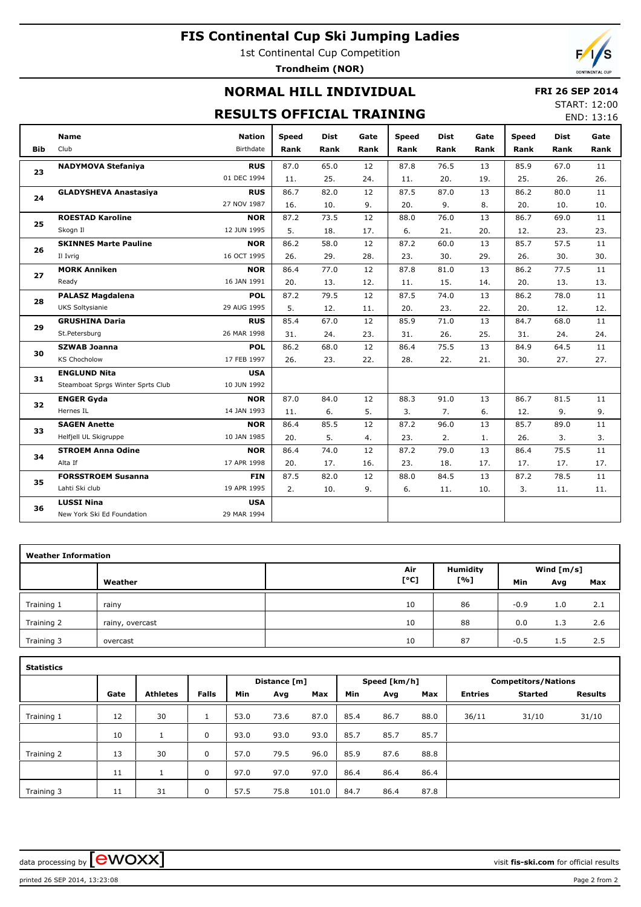# FIS Continental Cup Ski Jumping Ladies

1st Continental Cup Competition

**Trondheim (NOR)**

## NORMAL HILL INDIVIDUAL

## RESULTS OFFICIAL TRAINING

**FRI 26 SEP 2014**

START: 12:00

END: 13:16

| Bib | Name / Club | Nation / Birthdate | Speed / Rank | Dist / Rank | Gate / Rank | Speed / Rank | Dist / Rank | Gate / Rank | Speed / Rank | Dist / Rank | Gate / Rank |
|---|---|---|---|---|---|---|---|---|---|---|---|
| 23 | **NADYMOVA Stefaniya** | **RUS** | 87.0 | 65.0 | 12 | 87.8 | 76.5 | 13 | 85.9 | 67.0 | 11 |
| | | 01 DEC 1994 | 11. | 25. | 24. | 11. | 20. | 19. | 25. | 26. | 26. |
| 24 | **GLADYSHEVA Anastasiya** | **RUS** | 86.7 | 82.0 | 12 | 87.5 | 87.0 | 13 | 86.2 | 80.0 | 11 |
| | | 27 NOV 1987 | 16. | 10. | 9. | 20. | 9. | 8. | 20. | 10. | 10. |
| 25 | **ROESTAD Karoline** | **NOR** | 87.2 | 73.5 | 12 | 88.0 | 76.0 | 13 | 86.7 | 69.0 | 11 |
| | Skogn Il | 12 JUN 1995 | 5. | 18. | 17. | 6. | 21. | 20. | 12. | 23. | 23. |
| 26 | **SKINNES Marte Pauline** | **NOR** | 86.2 | 58.0 | 12 | 87.2 | 60.0 | 13 | 85.7 | 57.5 | 11 |
| | Il Ivrig | 16 OCT 1995 | 26. | 29. | 28. | 23. | 30. | 29. | 26. | 30. | 30. |
| 27 | **MORK Anniken** | **NOR** | 86.4 | 77.0 | 12 | 87.8 | 81.0 | 13 | 86.2 | 77.5 | 11 |
| | Ready | 16 JAN 1991 | 20. | 13. | 12. | 11. | 15. | 14. | 20. | 13. | 13. |
| 28 | **PALASZ Magdalena** | **POL** | 87.2 | 79.5 | 12 | 87.5 | 74.0 | 13 | 86.2 | 78.0 | 11 |
| | UKS Soltysianie | 29 AUG 1995 | 5. | 12. | 11. | 20. | 23. | 22. | 20. | 12. | 12. |
| 29 | **GRUSHINA Daria** | **RUS** | 85.4 | 67.0 | 12 | 85.9 | 71.0 | 13 | 84.7 | 68.0 | 11 |
| | St.Petersburg | 26 MAR 1998 | 31. | 24. | 23. | 31. | 26. | 25. | 31. | 24. | 24. |
| 30 | **SZWAB Joanna** | **POL** | 86.2 | 68.0 | 12 | 86.4 | 75.5 | 13 | 84.9 | 64.5 | 11 |
| | KS Chocholow | 17 FEB 1997 | 26. | 23. | 22. | 28. | 22. | 21. | 30. | 27. | 27. |
| 31 | **ENGLUND Nita** | **USA** | | | | | | | | | |
| | Steamboat Sprgs Winter Sprts Club | 10 JUN 1992 | | | | | | | | | |
| 32 | **ENGER Gyda** | **NOR** | 87.0 | 84.0 | 12 | 88.3 | 91.0 | 13 | 86.7 | 81.5 | 11 |
| | Hernes IL | 14 JAN 1993 | 11. | 6. | 5. | 3. | 7. | 6. | 12. | 9. | 9. |
| 33 | **SAGEN Anette** | **NOR** | 86.4 | 85.5 | 12 | 87.2 | 96.0 | 13 | 85.7 | 89.0 | 11 |
| | Helfjell UL Skigruppe | 10 JAN 1985 | 20. | 5. | 4. | 23. | 2. | 1. | 26. | 3. | 3. |
| 34 | **STROEM Anna Odine** | **NOR** | 86.4 | 74.0 | 12 | 87.2 | 79.0 | 13 | 86.4 | 75.5 | 11 |
| | Alta If | 17 APR 1998 | 20. | 17. | 16. | 23. | 18. | 17. | 17. | 17. | 17. |
| 35 | **FORSSTROEM Susanna** | **FIN** | 87.5 | 82.0 | 12 | 88.0 | 84.5 | 13 | 87.2 | 78.5 | 11 |
| | Lahti Ski club | 19 APR 1995 | 2. | 10. | 9. | 6. | 11. | 10. | 3. | 11. | 11. |
| 36 | **LUSSI Nina** | **USA** | | | | | | | | | |
| | New York Ski Ed Foundation | 29 MAR 1994 | | | | | | | | | |

**Weather Information**

| | Weather | Air [°C] | Humidity [%] | Wind [m/s] Min | Avg | Max |
|---|---|---|---|---|---|---|
| Training 1 | rainy | 10 | 86 | -0.9 | 1.0 | 2.1 |
| Training 2 | rainy, overcast | 10 | 88 | 0.0 | 1.3 | 2.6 |
| Training 3 | overcast | 10 | 87 | -0.5 | 1.5 | 2.5 |

**Statistics**

| | Gate | Athletes | Falls | Distance [m] Min | Avg | Max | Speed [km/h] Min | Avg | Max | Competitors/Nations Entries | Started | Results |
|---|---|---|---|---|---|---|---|---|---|---|---|---|
| Training 1 | 12 | 30 | 1 | 53.0 | 73.6 | 87.0 | 85.4 | 86.7 | 88.0 | 36/11 | 31/10 | 31/10 |
| | 10 | 1 | 0 | 93.0 | 93.0 | 93.0 | 85.7 | 85.7 | 85.7 | | | |
| Training 2 | 13 | 30 | 0 | 57.0 | 79.5 | 96.0 | 85.9 | 87.6 | 88.8 | | | |
| | 11 | 1 | 0 | 97.0 | 97.0 | 97.0 | 86.4 | 86.4 | 86.4 | | | |
| Training 3 | 11 | 31 | 0 | 57.5 | 75.8 | 101.0 | 84.7 | 86.4 | 87.8 | | | |

data processing by ewoxx — visit **fis-ski.com** for official results

printed 26 SEP 2014, 13:23:08